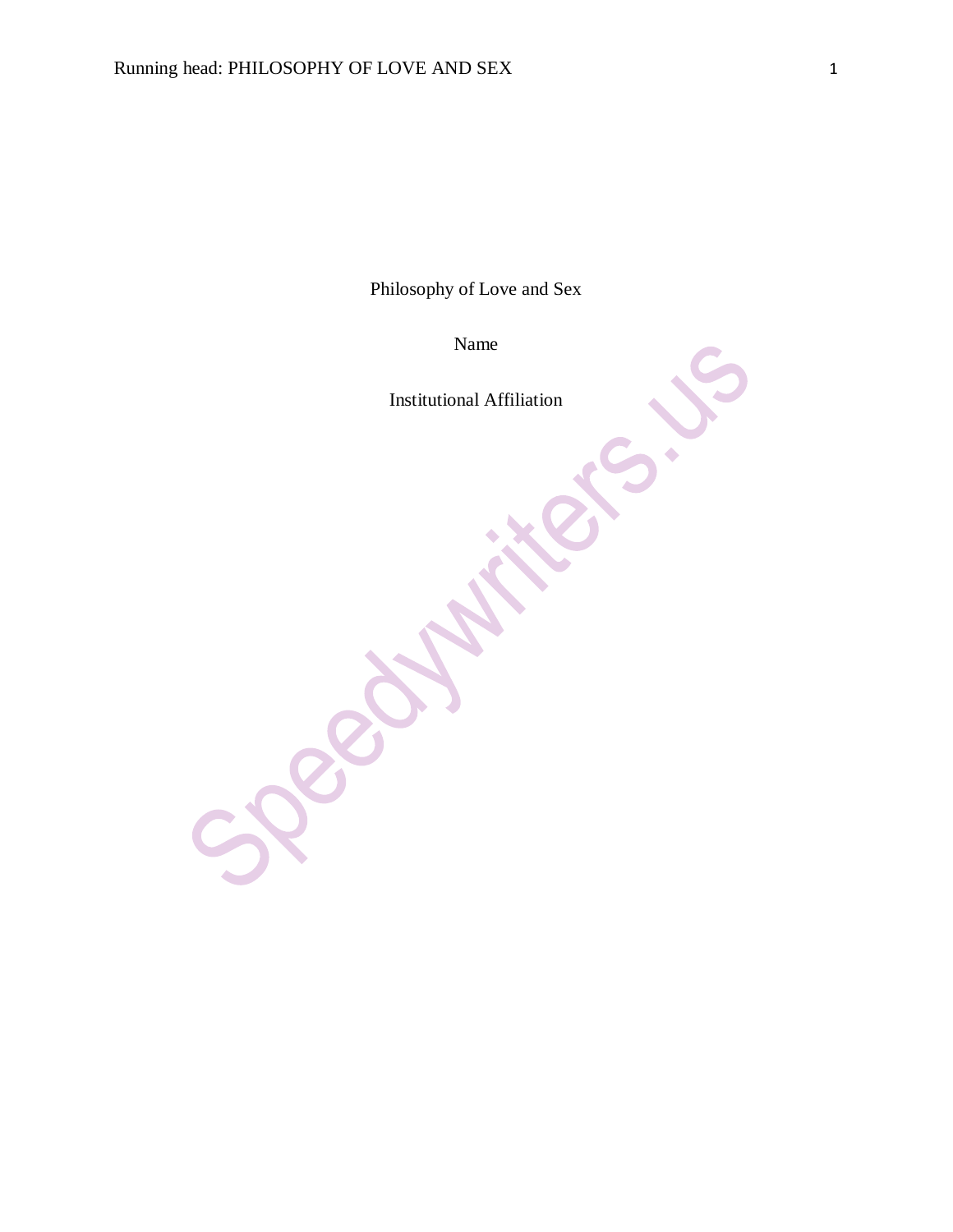Philosophy of Love and Sex

Name

Institutional Affiliation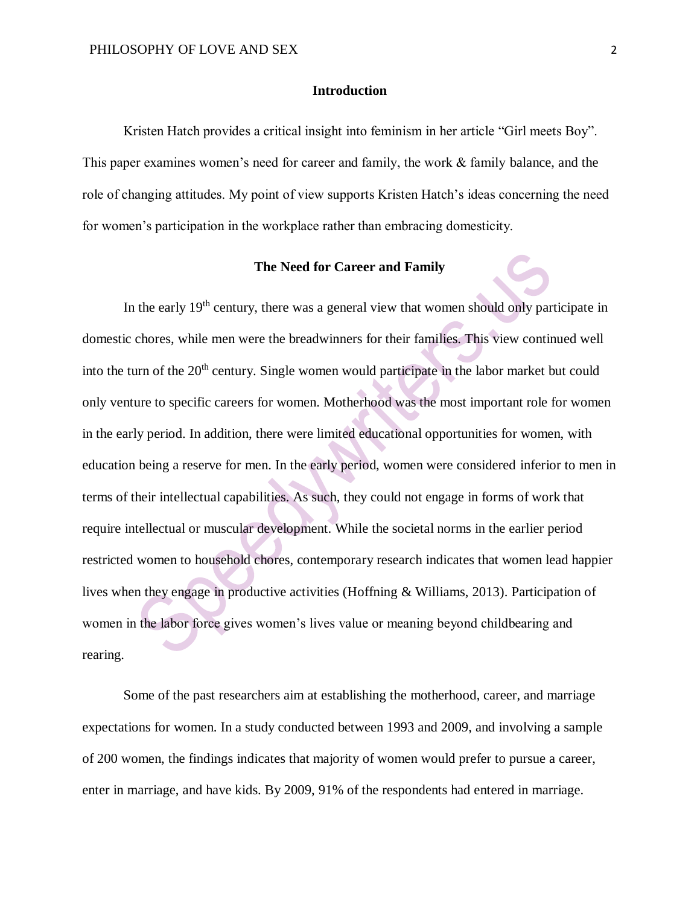## Introduction

Kristen Hatch provides a critical insight into feminism in her article "Girl meets Boy". This paper examines women's need for career and family, the work & family balance, and the role of changing attitudes. My point of view supports Kristen Hatch's ideas concerning the need for women's participation in the workplace rather than embracing domesticity.

## The Need for Career and Family

In the early 19th century, there was a general view that women should only participate in domestic chores, while men were the breadwinners for their families. This view continued well into the turn of the 20th century. Single women would participate in the labor market but could only venture to specific careers for women. Motherhood was the most important role for women in the early period. In addition, there were limited educational opportunities for women, with education being a reserve for men. In the early period, women were considered inferior to men in terms of their intellectual capabilities. As such, they could not engage in forms of work that require intellectual or muscular development. While the societal norms in the earlier period restricted women to household chores, contemporary research indicates that women lead happier lives when they engage in productive activities (Hoffning & Williams, 2013). Participation of women in the labor force gives women's lives value or meaning beyond childbearing and rearing.

Some of the past researchers aim at establishing the motherhood, career, and marriage expectations for women. In a study conducted between 1993 and 2009, and involving a sample of 200 women, the findings indicates that majority of women would prefer to pursue a career, enter in marriage, and have kids. By 2009, 91% of the respondents had entered in marriage.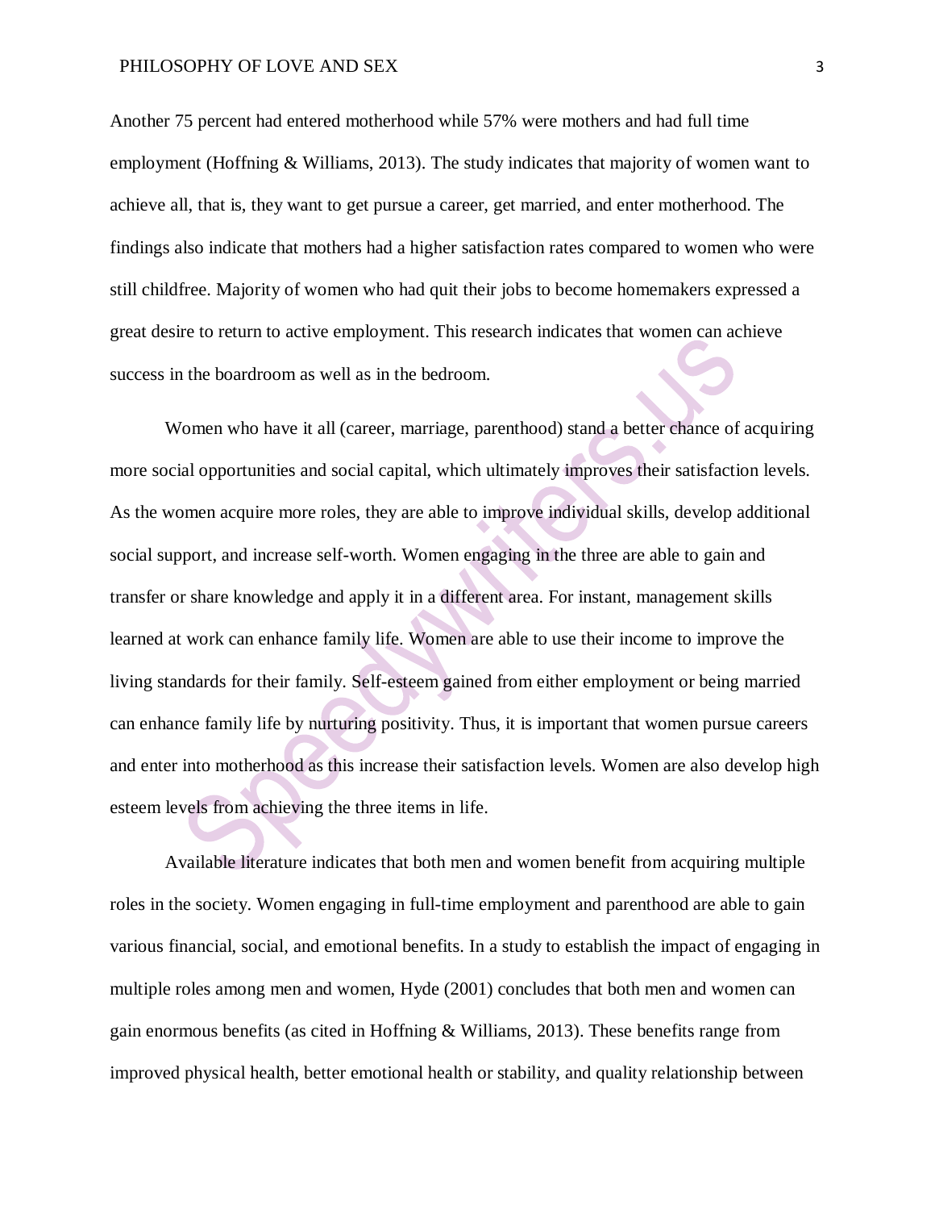Another 75 percent had entered motherhood while 57% were mothers and had full time employment (Hoffning & Williams, 2013). The study indicates that majority of women want to achieve all, that is, they want to get pursue a career, get married, and enter motherhood. The findings also indicate that mothers had a higher satisfaction rates compared to women who were still childfree. Majority of women who had quit their jobs to become homemakers expressed a great desire to return to active employment. This research indicates that women can achieve success in the boardroom as well as in the bedroom.

Women who have it all (career, marriage, parenthood) stand a better chance of acquiring more social opportunities and social capital, which ultimately improves their satisfaction levels. As the women acquire more roles, they are able to improve individual skills, develop additional social support, and increase self-worth. Women engaging in the three are able to gain and transfer or share knowledge and apply it in a different area. For instant, management skills learned at work can enhance family life. Women are able to use their income to improve the living standards for their family. Self-esteem gained from either employment or being married can enhance family life by nurturing positivity. Thus, it is important that women pursue careers and enter into motherhood as this increase their satisfaction levels. Women are also develop high esteem levels from achieving the three items in life.

Available literature indicates that both men and women benefit from acquiring multiple roles in the society. Women engaging in full-time employment and parenthood are able to gain various financial, social, and emotional benefits. In a study to establish the impact of engaging in multiple roles among men and women, Hyde (2001) concludes that both men and women can gain enormous benefits (as cited in Hoffning & Williams, 2013). These benefits range from improved physical health, better emotional health or stability, and quality relationship between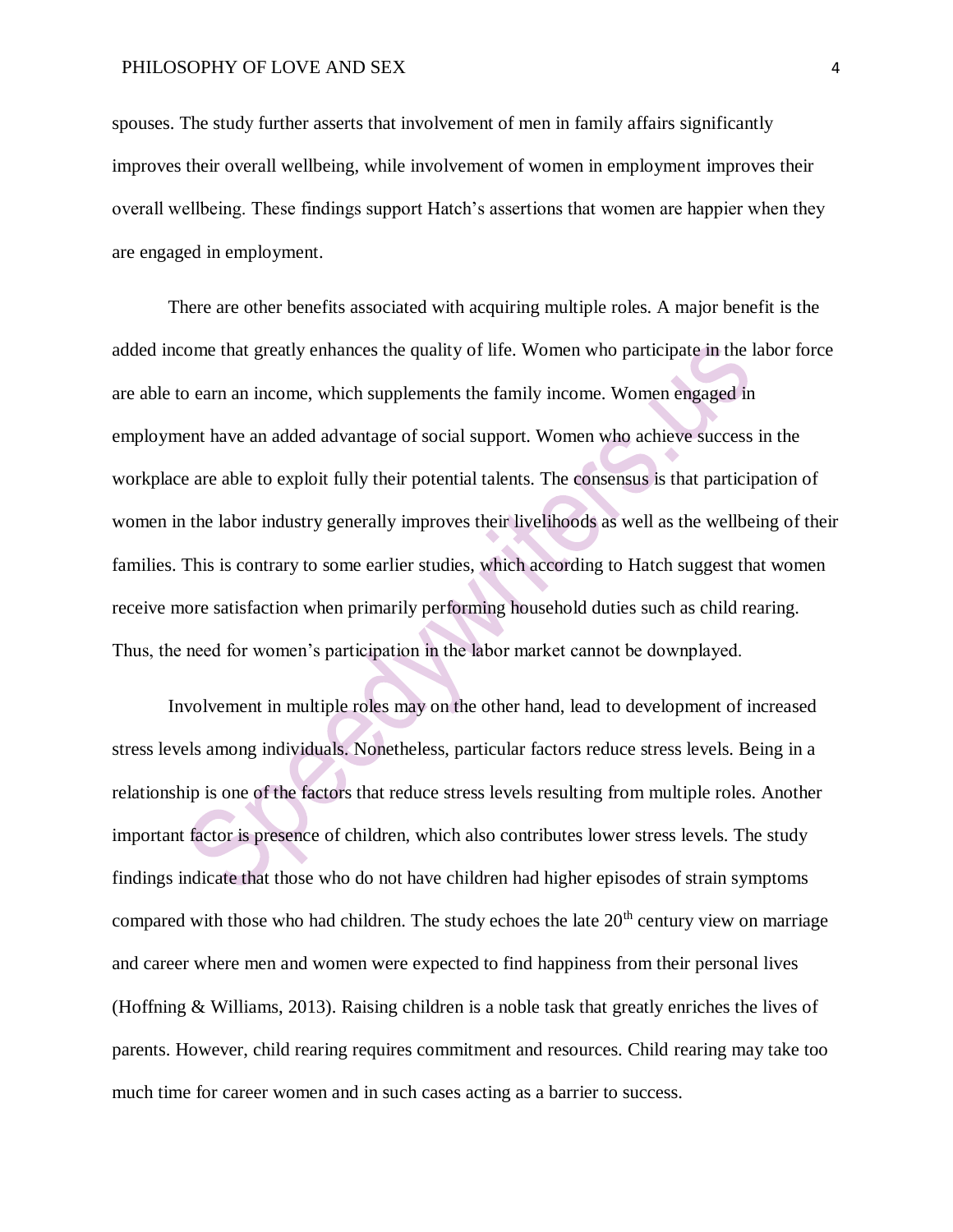spouses. The study further asserts that involvement of men in family affairs significantly improves their overall wellbeing, while involvement of women in employment improves their overall wellbeing. These findings support Hatch's assertions that women are happier when they are engaged in employment.

There are other benefits associated with acquiring multiple roles. A major benefit is the added income that greatly enhances the quality of life. Women who participate in the labor force are able to earn an income, which supplements the family income. Women engaged in employment have an added advantage of social support. Women who achieve success in the workplace are able to exploit fully their potential talents. The consensus is that participation of women in the labor industry generally improves their livelihoods as well as the wellbeing of their families. This is contrary to some earlier studies, which according to Hatch suggest that women receive more satisfaction when primarily performing household duties such as child rearing. Thus, the need for women's participation in the labor market cannot be downplayed.

Involvement in multiple roles may on the other hand, lead to development of increased stress levels among individuals. Nonetheless, particular factors reduce stress levels. Being in a relationship is one of the factors that reduce stress levels resulting from multiple roles. Another important factor is presence of children, which also contributes lower stress levels. The study findings indicate that those who do not have children had higher episodes of strain symptoms compared with those who had children. The study echoes the late 20th century view on marriage and career where men and women were expected to find happiness from their personal lives (Hoffning & Williams, 2013). Raising children is a noble task that greatly enriches the lives of parents. However, child rearing requires commitment and resources. Child rearing may take too much time for career women and in such cases acting as a barrier to success.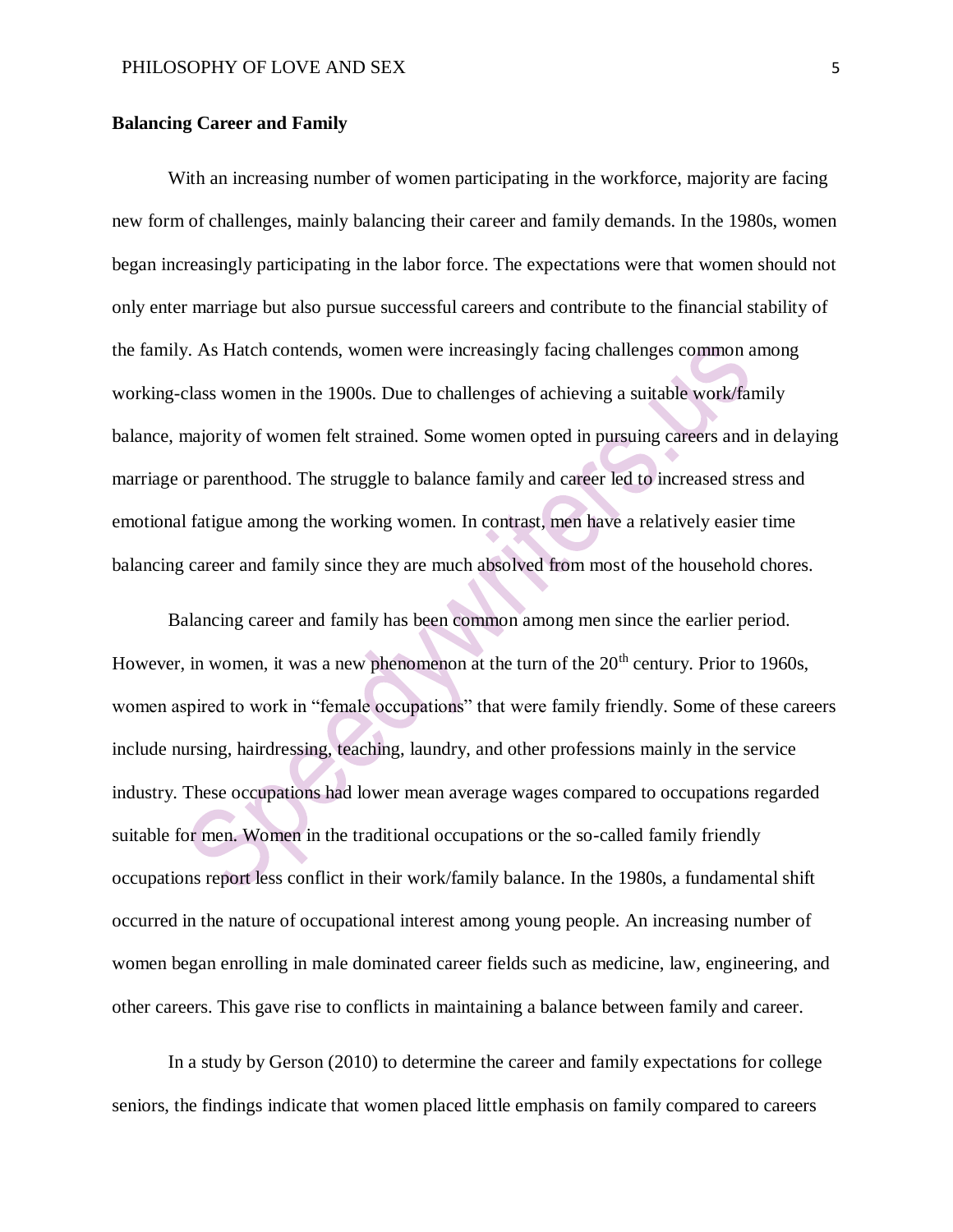**Balancing Career and Family**

With an increasing number of women participating in the workforce, majority are facing new form of challenges, mainly balancing their career and family demands. In the 1980s, women began increasingly participating in the labor force. The expectations were that women should not only enter marriage but also pursue successful careers and contribute to the financial stability of the family. As Hatch contends, women were increasingly facing challenges common among working-class women in the 1900s. Due to challenges of achieving a suitable work/family balance, majority of women felt strained. Some women opted in pursuing careers and in delaying marriage or parenthood. The struggle to balance family and career led to increased stress and emotional fatigue among the working women. In contrast, men have a relatively easier time balancing career and family since they are much absolved from most of the household chores.

Balancing career and family has been common among men since the earlier period. However, in women, it was a new phenomenon at the turn of the 20th century. Prior to 1960s, women aspired to work in "female occupations" that were family friendly. Some of these careers include nursing, hairdressing, teaching, laundry, and other professions mainly in the service industry. These occupations had lower mean average wages compared to occupations regarded suitable for men. Women in the traditional occupations or the so-called family friendly occupations report less conflict in their work/family balance. In the 1980s, a fundamental shift occurred in the nature of occupational interest among young people. An increasing number of women began enrolling in male dominated career fields such as medicine, law, engineering, and other careers. This gave rise to conflicts in maintaining a balance between family and career.

In a study by Gerson (2010) to determine the career and family expectations for college seniors, the findings indicate that women placed little emphasis on family compared to careers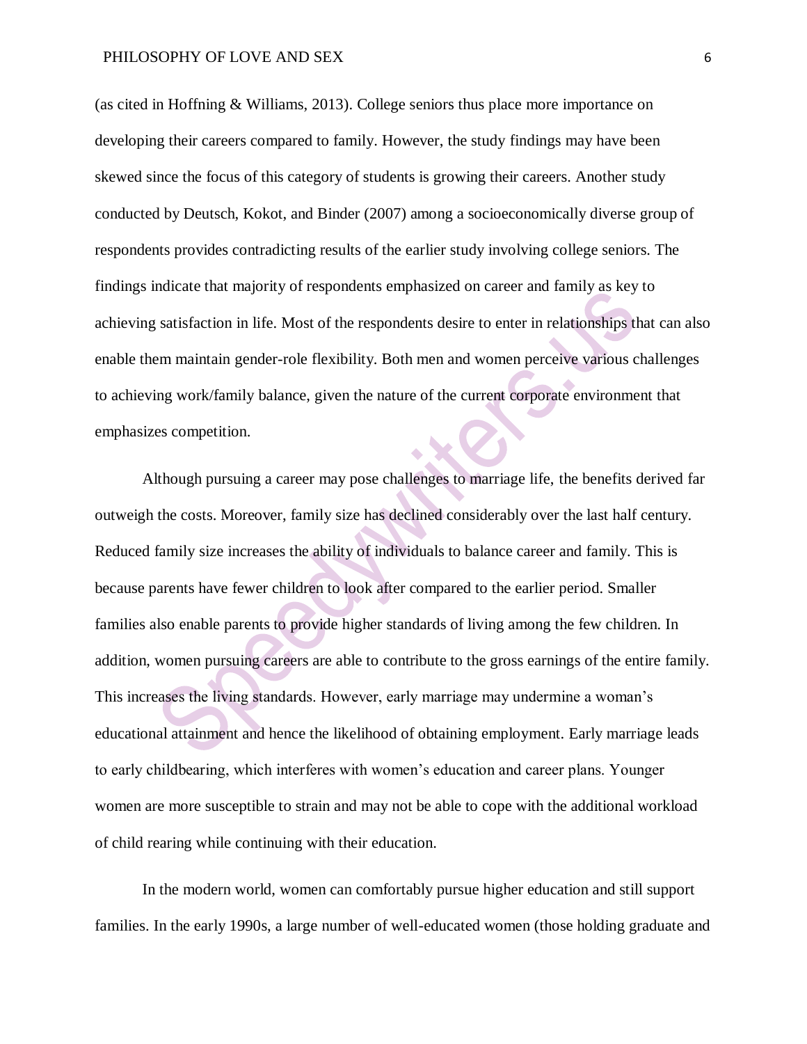(as cited in Hoffning & Williams, 2013). College seniors thus place more importance on developing their careers compared to family. However, the study findings may have been skewed since the focus of this category of students is growing their careers. Another study conducted by Deutsch, Kokot, and Binder (2007) among a socioeconomically diverse group of respondents provides contradicting results of the earlier study involving college seniors. The findings indicate that majority of respondents emphasized on career and family as key to achieving satisfaction in life. Most of the respondents desire to enter in relationships that can also enable them maintain gender-role flexibility. Both men and women perceive various challenges to achieving work/family balance, given the nature of the current corporate environment that emphasizes competition.

Although pursuing a career may pose challenges to marriage life, the benefits derived far outweigh the costs. Moreover, family size has declined considerably over the last half century. Reduced family size increases the ability of individuals to balance career and family. This is because parents have fewer children to look after compared to the earlier period. Smaller families also enable parents to provide higher standards of living among the few children. In addition, women pursuing careers are able to contribute to the gross earnings of the entire family. This increases the living standards. However, early marriage may undermine a woman's educational attainment and hence the likelihood of obtaining employment. Early marriage leads to early childbearing, which interferes with women's education and career plans. Younger women are more susceptible to strain and may not be able to cope with the additional workload of child rearing while continuing with their education.

In the modern world, women can comfortably pursue higher education and still support families. In the early 1990s, a large number of well-educated women (those holding graduate and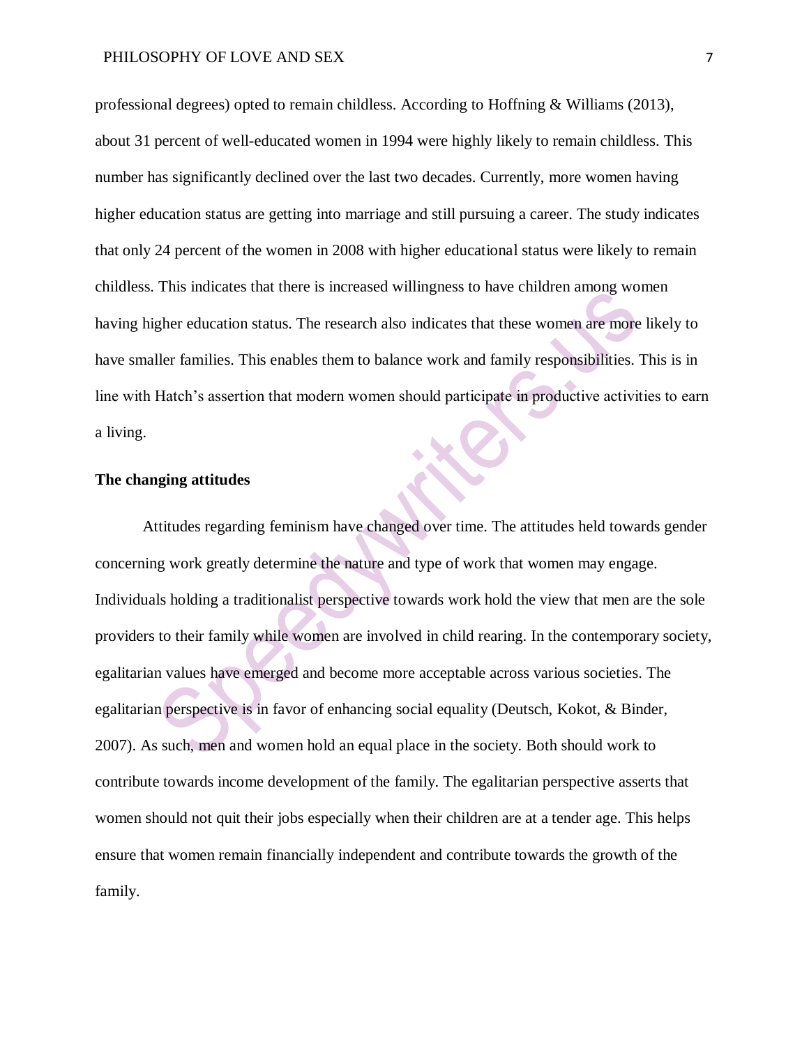professional degrees) opted to remain childless. According to Hoffning & Williams (2013), about 31 percent of well-educated women in 1994 were highly likely to remain childless. This number has significantly declined over the last two decades. Currently, more women having higher education status are getting into marriage and still pursuing a career. The study indicates that only 24 percent of the women in 2008 with higher educational status were likely to remain childless. This indicates that there is increased willingness to have children among women having higher education status. The research also indicates that these women are more likely to have smaller families. This enables them to balance work and family responsibilities. This is in line with Hatch's assertion that modern women should participate in productive activities to earn a living.

**The changing attitudes**

Attitudes regarding feminism have changed over time. The attitudes held towards gender concerning work greatly determine the nature and type of work that women may engage. Individuals holding a traditionalist perspective towards work hold the view that men are the sole providers to their family while women are involved in child rearing. In the contemporary society, egalitarian values have emerged and become more acceptable across various societies. The egalitarian perspective is in favor of enhancing social equality (Deutsch, Kokot, & Binder, 2007). As such, men and women hold an equal place in the society. Both should work to contribute towards income development of the family. The egalitarian perspective asserts that women should not quit their jobs especially when their children are at a tender age. This helps ensure that women remain financially independent and contribute towards the growth of the family.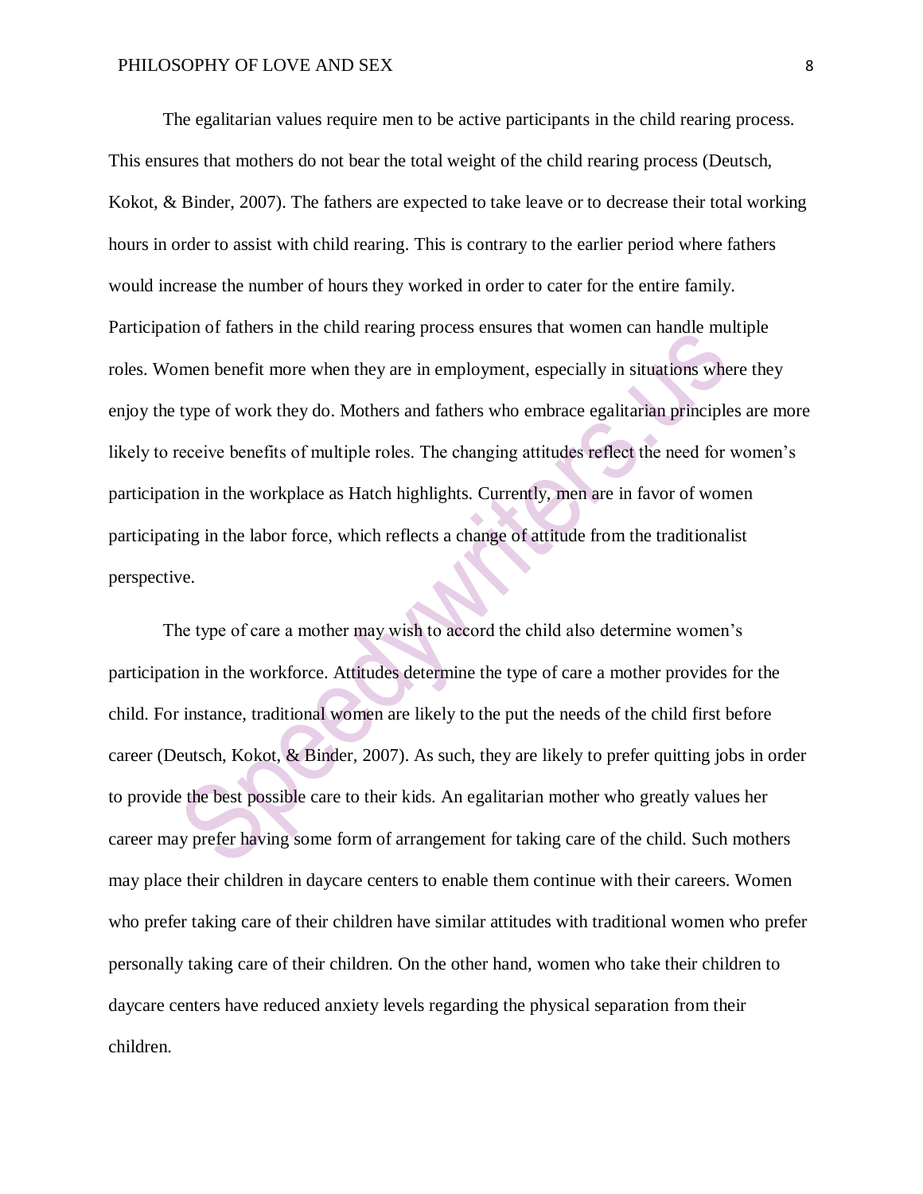The egalitarian values require men to be active participants in the child rearing process. This ensures that mothers do not bear the total weight of the child rearing process (Deutsch, Kokot, & Binder, 2007). The fathers are expected to take leave or to decrease their total working hours in order to assist with child rearing. This is contrary to the earlier period where fathers would increase the number of hours they worked in order to cater for the entire family. Participation of fathers in the child rearing process ensures that women can handle multiple roles. Women benefit more when they are in employment, especially in situations where they enjoy the type of work they do. Mothers and fathers who embrace egalitarian principles are more likely to receive benefits of multiple roles. The changing attitudes reflect the need for women's participation in the workplace as Hatch highlights. Currently, men are in favor of women participating in the labor force, which reflects a change of attitude from the traditionalist perspective.

The type of care a mother may wish to accord the child also determine women's participation in the workforce. Attitudes determine the type of care a mother provides for the child. For instance, traditional women are likely to the put the needs of the child first before career (Deutsch, Kokot, & Binder, 2007). As such, they are likely to prefer quitting jobs in order to provide the best possible care to their kids. An egalitarian mother who greatly values her career may prefer having some form of arrangement for taking care of the child. Such mothers may place their children in daycare centers to enable them continue with their careers. Women who prefer taking care of their children have similar attitudes with traditional women who prefer personally taking care of their children. On the other hand, women who take their children to daycare centers have reduced anxiety levels regarding the physical separation from their children.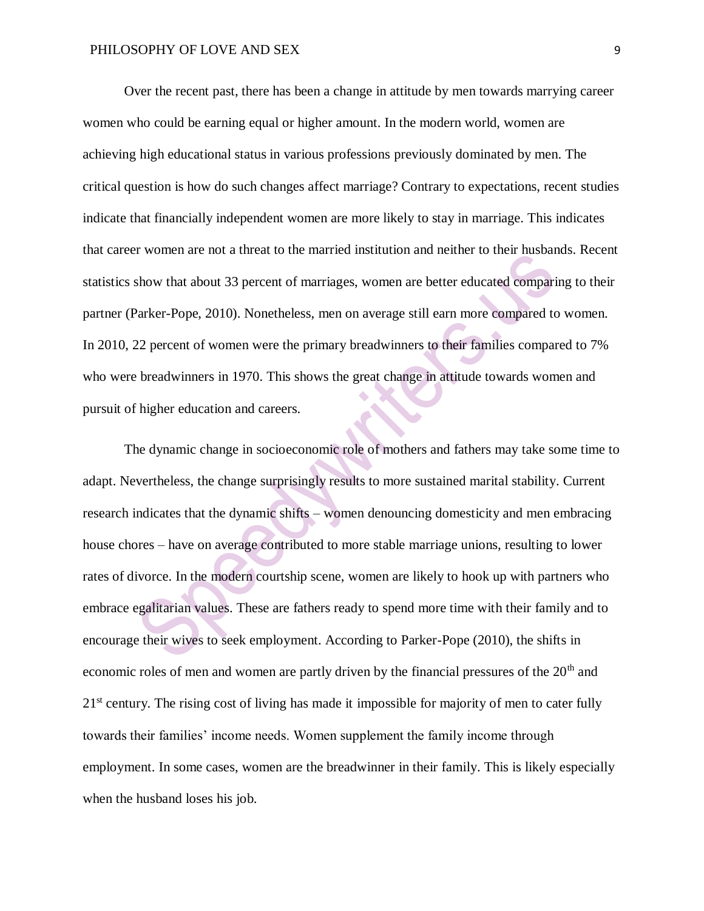Over the recent past, there has been a change in attitude by men towards marrying career women who could be earning equal or higher amount. In the modern world, women are achieving high educational status in various professions previously dominated by men. The critical question is how do such changes affect marriage? Contrary to expectations, recent studies indicate that financially independent women are more likely to stay in marriage. This indicates that career women are not a threat to the married institution and neither to their husbands. Recent statistics show that about 33 percent of marriages, women are better educated comparing to their partner (Parker-Pope, 2010). Nonetheless, men on average still earn more compared to women. In 2010, 22 percent of women were the primary breadwinners to their families compared to 7% who were breadwinners in 1970. This shows the great change in attitude towards women and pursuit of higher education and careers.

The dynamic change in socioeconomic role of mothers and fathers may take some time to adapt. Nevertheless, the change surprisingly results to more sustained marital stability. Current research indicates that the dynamic shifts – women denouncing domesticity and men embracing house chores – have on average contributed to more stable marriage unions, resulting to lower rates of divorce. In the modern courtship scene, women are likely to hook up with partners who embrace egalitarian values. These are fathers ready to spend more time with their family and to encourage their wives to seek employment. According to Parker-Pope (2010), the shifts in economic roles of men and women are partly driven by the financial pressures of the 20th and 21st century. The rising cost of living has made it impossible for majority of men to cater fully towards their families' income needs. Women supplement the family income through employment. In some cases, women are the breadwinner in their family. This is likely especially when the husband loses his job.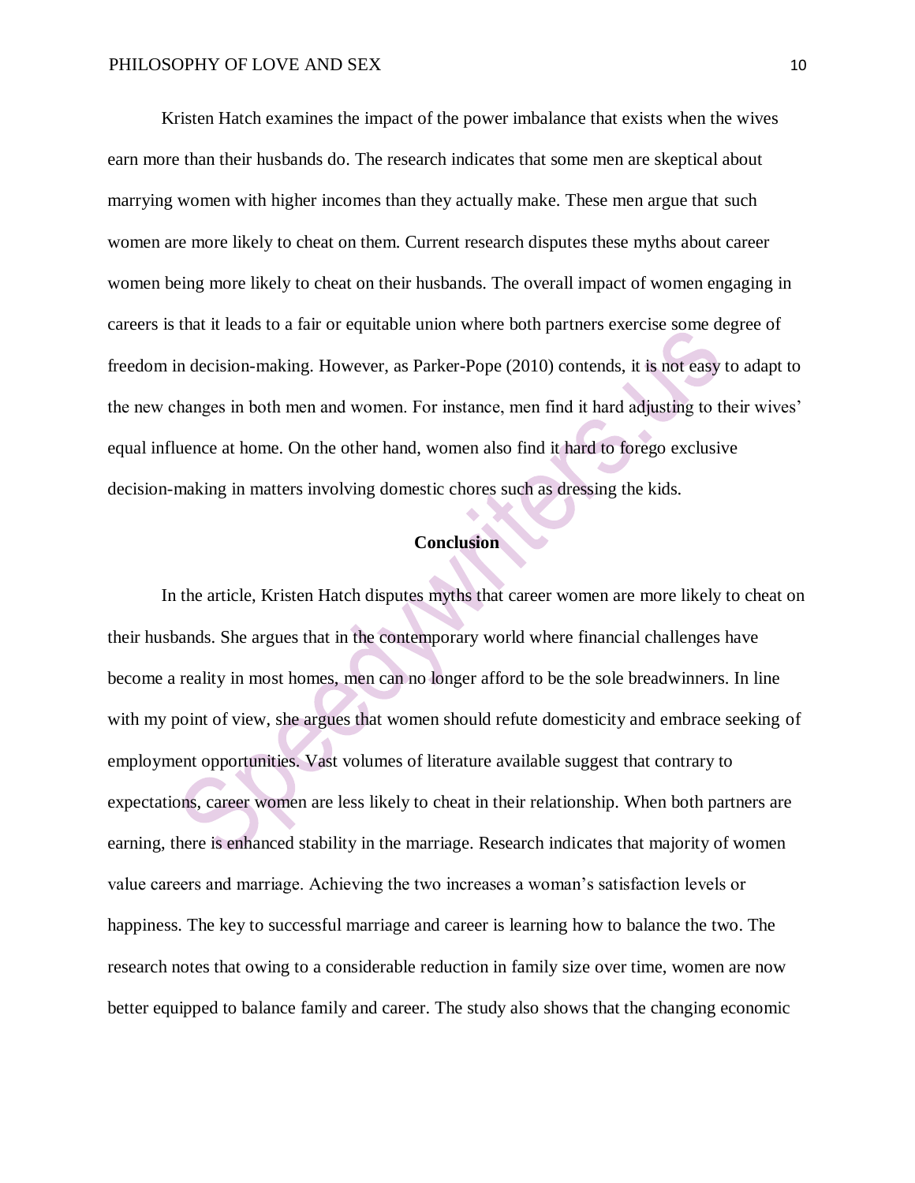Kristen Hatch examines the impact of the power imbalance that exists when the wives earn more than their husbands do. The research indicates that some men are skeptical about marrying women with higher incomes than they actually make. These men argue that such women are more likely to cheat on them. Current research disputes these myths about career women being more likely to cheat on their husbands. The overall impact of women engaging in careers is that it leads to a fair or equitable union where both partners exercise some degree of freedom in decision-making. However, as Parker-Pope (2010) contends, it is not easy to adapt to the new changes in both men and women. For instance, men find it hard adjusting to their wives' equal influence at home. On the other hand, women also find it hard to forego exclusive decision-making in matters involving domestic chores such as dressing the kids.

## Conclusion

In the article, Kristen Hatch disputes myths that career women are more likely to cheat on their husbands. She argues that in the contemporary world where financial challenges have become a reality in most homes, men can no longer afford to be the sole breadwinners. In line with my point of view, she argues that women should refute domesticity and embrace seeking of employment opportunities. Vast volumes of literature available suggest that contrary to expectations, career women are less likely to cheat in their relationship. When both partners are earning, there is enhanced stability in the marriage. Research indicates that majority of women value careers and marriage. Achieving the two increases a woman's satisfaction levels or happiness. The key to successful marriage and career is learning how to balance the two. The research notes that owing to a considerable reduction in family size over time, women are now better equipped to balance family and career. The study also shows that the changing economic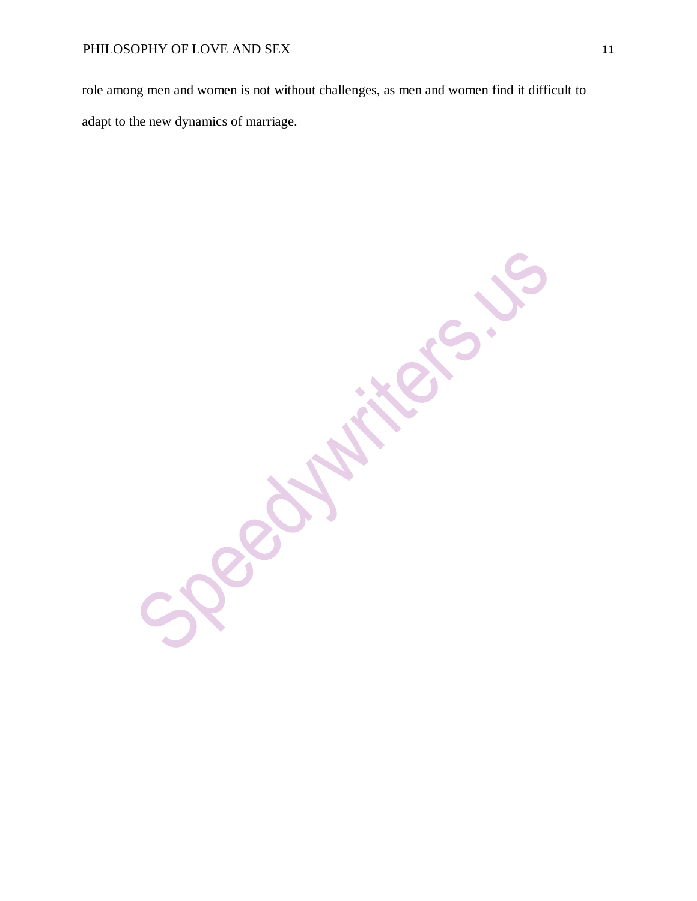role among men and women is not without challenges, as men and women find it difficult to adapt to the new dynamics of marriage.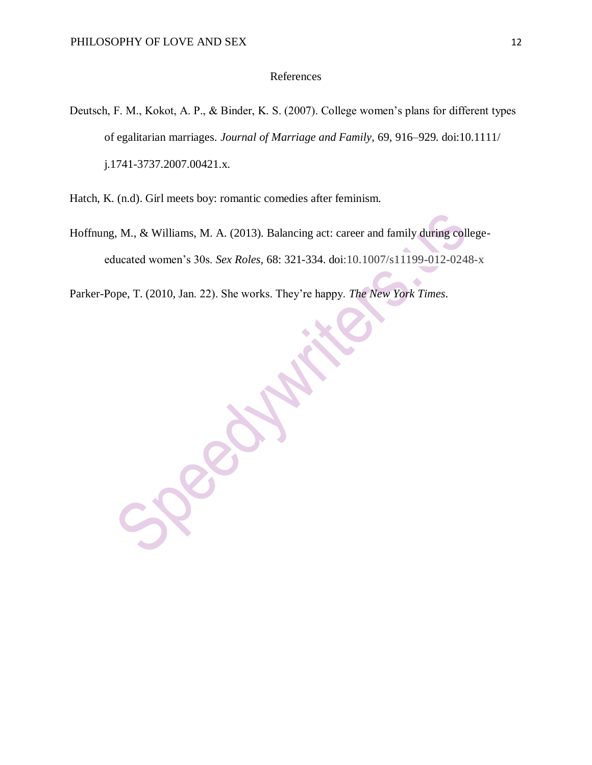# References

Deutsch, F. M., Kokot, A. P., & Binder, K. S. (2007). College women's plans for different types of egalitarian marriages. *Journal of Marriage and Family*, 69, 916–929. doi:10.1111/j.1741-3737.2007.00421.x.

Hatch, K. (n.d). Girl meets boy: romantic comedies after feminism.

Hoffnung, M., & Williams, M. A. (2013). Balancing act: career and family during college-educated women's 30s. *Sex Roles*, 68: 321-334. doi:10.1007/s11199-012-0248-x

Parker-Pope, T. (2010, Jan. 22). She works. They're happy. *The New York Times*.